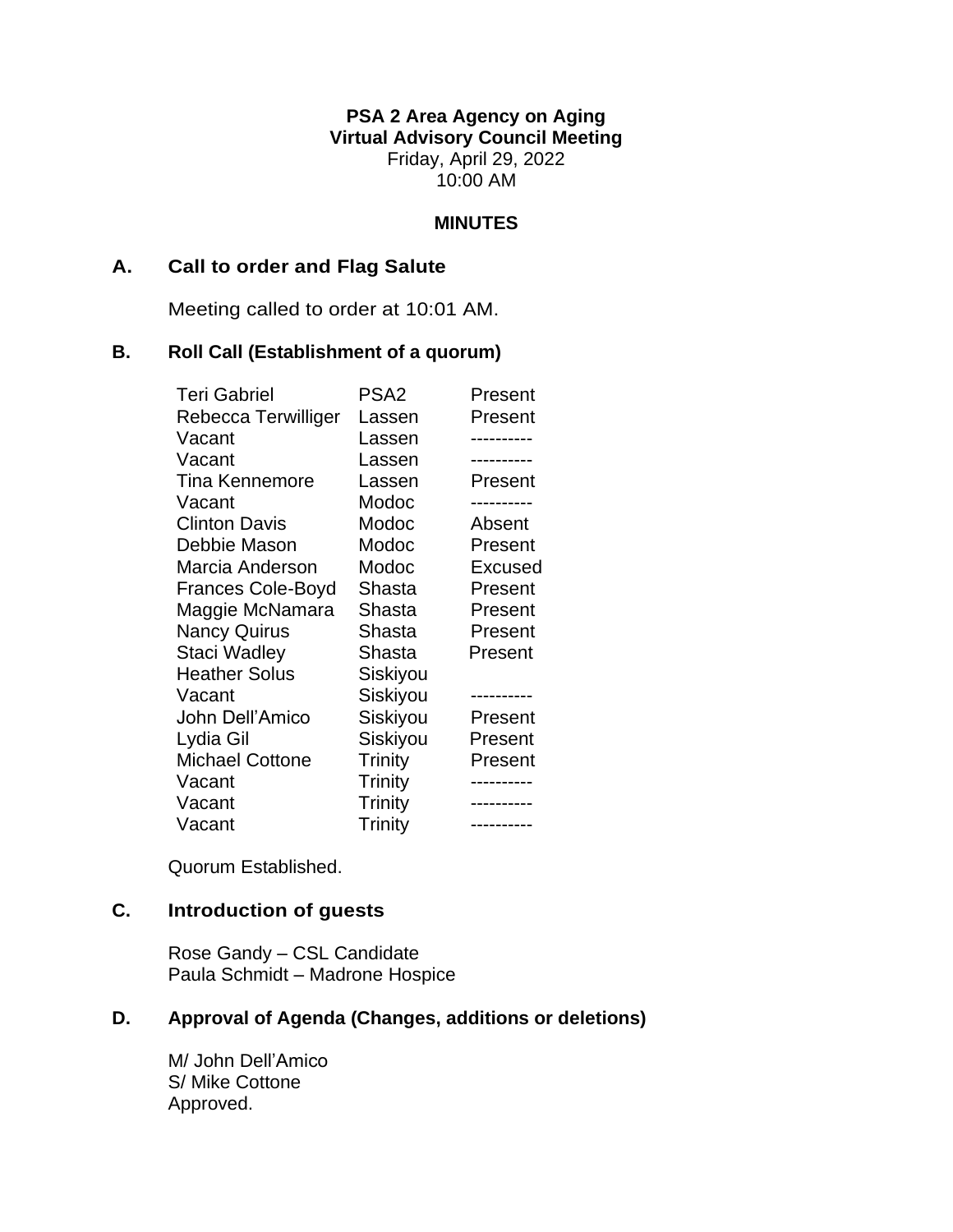**PSA 2 Area Agency on Aging**
**Virtual Advisory Council Meeting**
Friday, April 29, 2022
10:00 AM

**MINUTES**

## A. Call to order and Flag Salute

Meeting called to order at 10:01 AM.

## B. Roll Call (Establishment of a quorum)

| | | |
|---|---|---|
| Teri Gabriel | PSA2 | Present |
| Rebecca Terwilliger | Lassen | Present |
| Vacant | Lassen | ---------- |
| Vacant | Lassen | ---------- |
| Tina Kennemore | Lassen | Present |
| Vacant | Modoc | ---------- |
| Clinton Davis | Modoc | Absent |
| Debbie Mason | Modoc | Present |
| Marcia Anderson | Modoc | Excused |
| Frances Cole-Boyd | Shasta | Present |
| Maggie McNamara | Shasta | Present |
| Nancy Quirus | Shasta | Present |
| Staci Wadley | Shasta | Present |
| Heather Solus | Siskiyou | |
| Vacant | Siskiyou | ---------- |
| John Dell'Amico | Siskiyou | Present |
| Lydia Gil | Siskiyou | Present |
| Michael Cottone | Trinity | Present |
| Vacant | Trinity | ---------- |
| Vacant | Trinity | ---------- |
| Vacant | Trinity | ---------- |

Quorum Established.

## C. Introduction of guests

Rose Gandy – CSL Candidate
Paula Schmidt – Madrone Hospice

## D. Approval of Agenda (Changes, additions or deletions)

M/ John Dell'Amico
S/ Mike Cottone
Approved.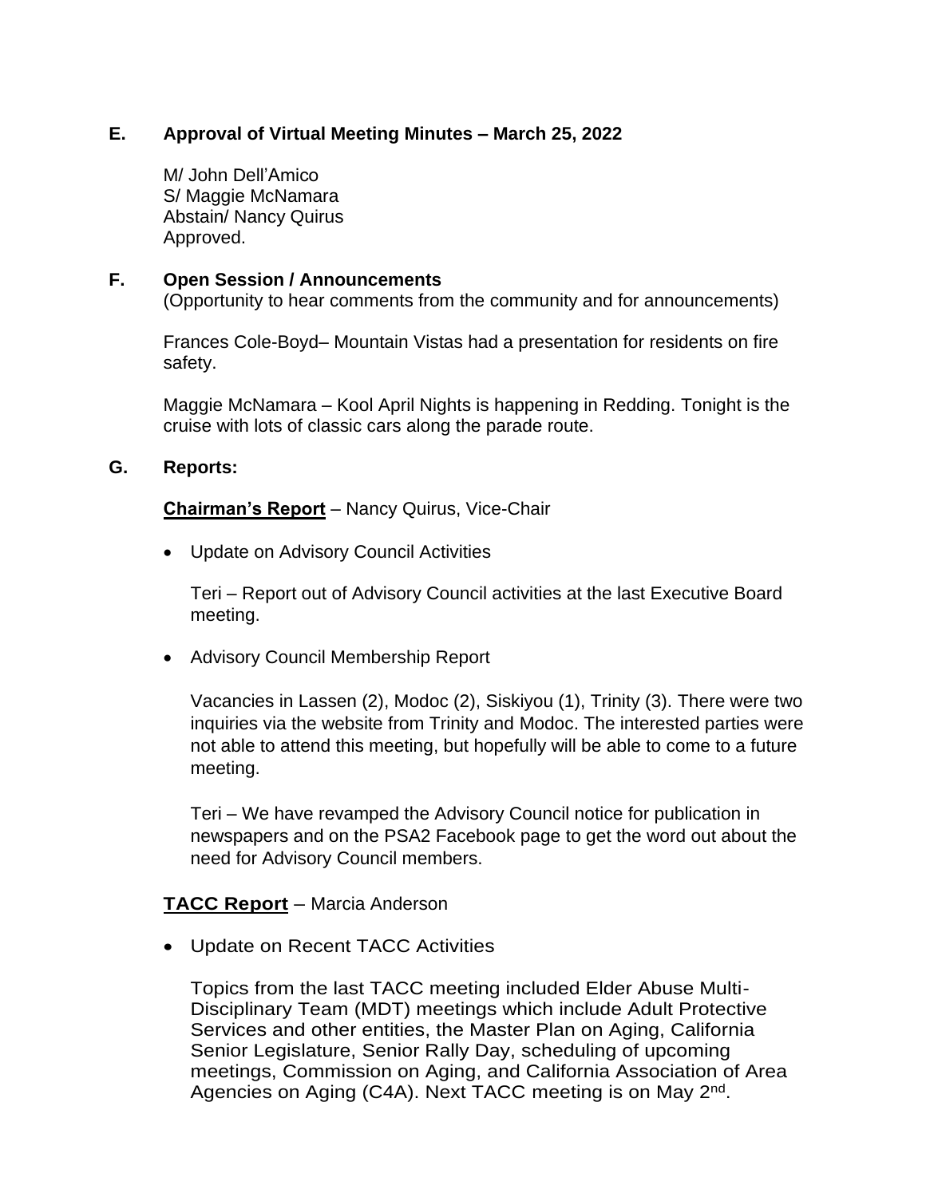## E. Approval of Virtual Meeting Minutes – March 25, 2022

M/ John Dell'Amico
S/ Maggie McNamara
Abstain/ Nancy Quirus
Approved.

## F. Open Session / Announcements

(Opportunity to hear comments from the community and for announcements)

Frances Cole-Boyd– Mountain Vistas had a presentation for residents on fire safety.

Maggie McNamara – Kool April Nights is happening in Redding. Tonight is the cruise with lots of classic cars along the parade route.

## G. Reports:

**Chairman's Report** – Nancy Quirus, Vice-Chair

- Update on Advisory Council Activities

  Teri – Report out of Advisory Council activities at the last Executive Board meeting.

- Advisory Council Membership Report

  Vacancies in Lassen (2), Modoc (2), Siskiyou (1), Trinity (3). There were two inquiries via the website from Trinity and Modoc. The interested parties were not able to attend this meeting, but hopefully will be able to come to a future meeting.

  Teri – We have revamped the Advisory Council notice for publication in newspapers and on the PSA2 Facebook page to get the word out about the need for Advisory Council members.

**TACC Report** – Marcia Anderson

- Update on Recent TACC Activities

  Topics from the last TACC meeting included Elder Abuse Multi-Disciplinary Team (MDT) meetings which include Adult Protective Services and other entities, the Master Plan on Aging, California Senior Legislature, Senior Rally Day, scheduling of upcoming meetings, Commission on Aging, and California Association of Area Agencies on Aging (C4A). Next TACC meeting is on May 2nd.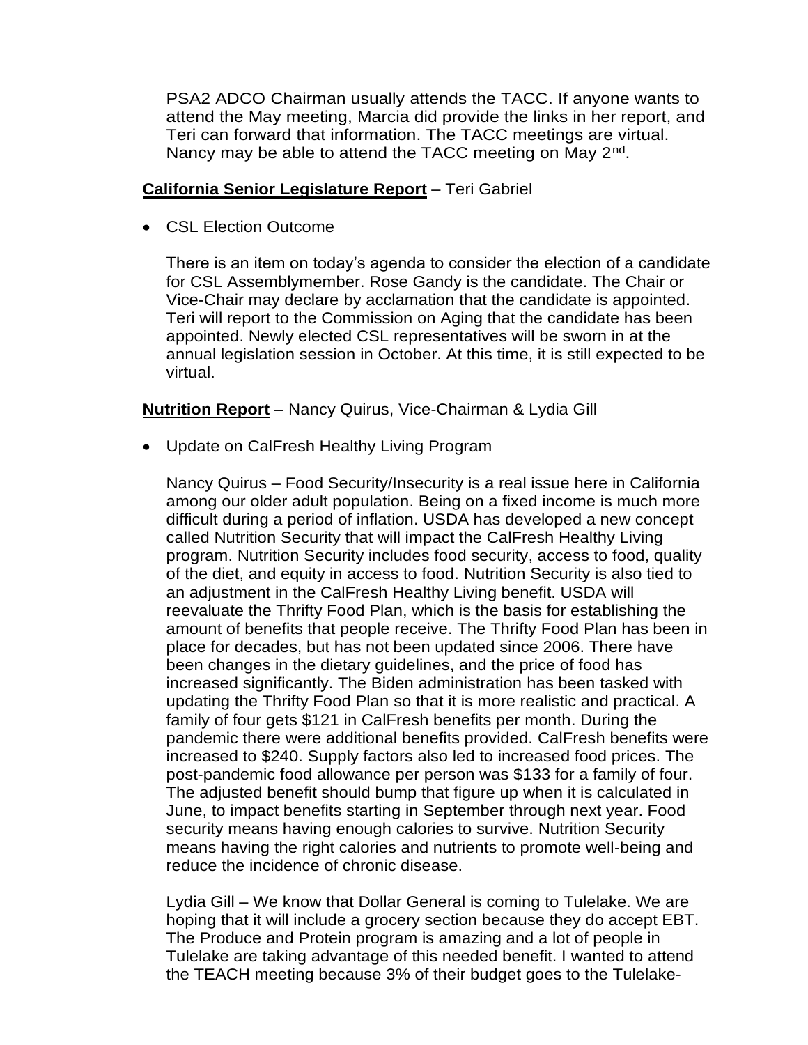PSA2 ADCO Chairman usually attends the TACC. If anyone wants to attend the May meeting, Marcia did provide the links in her report, and Teri can forward that information. The TACC meetings are virtual. Nancy may be able to attend the TACC meeting on May 2nd.

**California Senior Legislature Report** – Teri Gabriel

- CSL Election Outcome

  There is an item on today's agenda to consider the election of a candidate for CSL Assemblymember. Rose Gandy is the candidate. The Chair or Vice-Chair may declare by acclamation that the candidate is appointed. Teri will report to the Commission on Aging that the candidate has been appointed. Newly elected CSL representatives will be sworn in at the annual legislation session in October. At this time, it is still expected to be virtual.

**Nutrition Report** – Nancy Quirus, Vice-Chairman & Lydia Gill

- Update on CalFresh Healthy Living Program

  Nancy Quirus – Food Security/Insecurity is a real issue here in California among our older adult population. Being on a fixed income is much more difficult during a period of inflation. USDA has developed a new concept called Nutrition Security that will impact the CalFresh Healthy Living program. Nutrition Security includes food security, access to food, quality of the diet, and equity in access to food. Nutrition Security is also tied to an adjustment in the CalFresh Healthy Living benefit. USDA will reevaluate the Thrifty Food Plan, which is the basis for establishing the amount of benefits that people receive. The Thrifty Food Plan has been in place for decades, but has not been updated since 2006. There have been changes in the dietary guidelines, and the price of food has increased significantly. The Biden administration has been tasked with updating the Thrifty Food Plan so that it is more realistic and practical. A family of four gets $121 in CalFresh benefits per month. During the pandemic there were additional benefits provided. CalFresh benefits were increased to $240. Supply factors also led to increased food prices. The post-pandemic food allowance per person was $133 for a family of four. The adjusted benefit should bump that figure up when it is calculated in June, to impact benefits starting in September through next year. Food security means having enough calories to survive. Nutrition Security means having the right calories and nutrients to promote well-being and reduce the incidence of chronic disease.

  Lydia Gill – We know that Dollar General is coming to Tulelake. We are hoping that it will include a grocery section because they do accept EBT. The Produce and Protein program is amazing and a lot of people in Tulelake are taking advantage of this needed benefit. I wanted to attend the TEACH meeting because 3% of their budget goes to the Tulelake-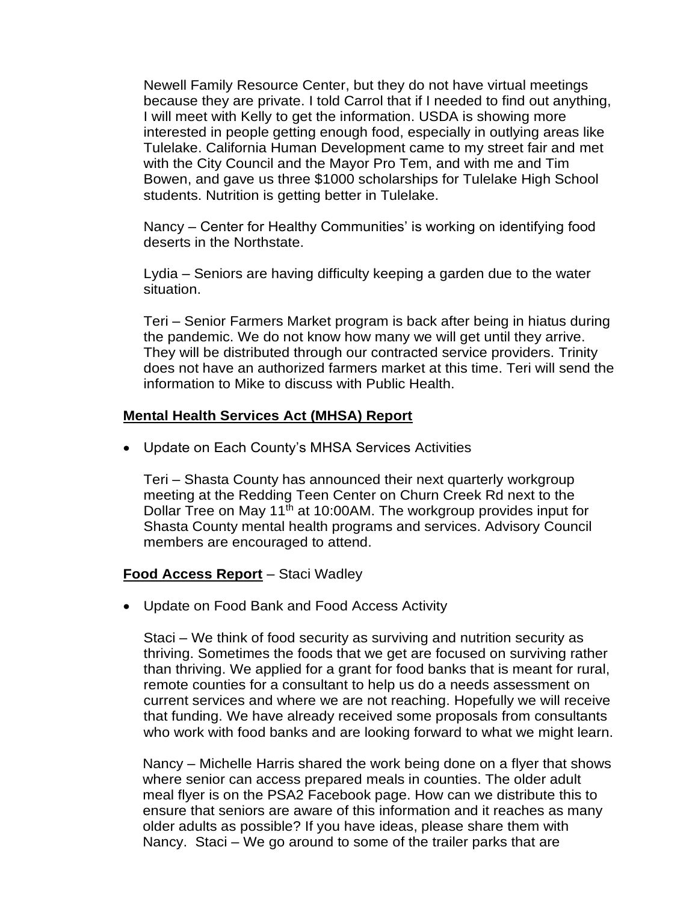Newell Family Resource Center, but they do not have virtual meetings because they are private. I told Carrol that if I needed to find out anything, I will meet with Kelly to get the information. USDA is showing more interested in people getting enough food, especially in outlying areas like Tulelake. California Human Development came to my street fair and met with the City Council and the Mayor Pro Tem, and with me and Tim Bowen, and gave us three $1000 scholarships for Tulelake High School students. Nutrition is getting better in Tulelake.

Nancy – Center for Healthy Communities' is working on identifying food deserts in the Northstate.

Lydia – Seniors are having difficulty keeping a garden due to the water situation.

Teri – Senior Farmers Market program is back after being in hiatus during the pandemic. We do not know how many we will get until they arrive. They will be distributed through our contracted service providers. Trinity does not have an authorized farmers market at this time. Teri will send the information to Mike to discuss with Public Health.

**<u>Mental Health Services Act (MHSA) Report</u>**

- Update on Each County's MHSA Services Activities

  Teri – Shasta County has announced their next quarterly workgroup meeting at the Redding Teen Center on Churn Creek Rd next to the Dollar Tree on May 11th at 10:00AM. The workgroup provides input for Shasta County mental health programs and services. Advisory Council members are encouraged to attend.

**<u>Food Access Report</u>** – Staci Wadley

- Update on Food Bank and Food Access Activity

  Staci – We think of food security as surviving and nutrition security as thriving. Sometimes the foods that we get are focused on surviving rather than thriving. We applied for a grant for food banks that is meant for rural, remote counties for a consultant to help us do a needs assessment on current services and where we are not reaching. Hopefully we will receive that funding. We have already received some proposals from consultants who work with food banks and are looking forward to what we might learn.

  Nancy – Michelle Harris shared the work being done on a flyer that shows where senior can access prepared meals in counties. The older adult meal flyer is on the PSA2 Facebook page. How can we distribute this to ensure that seniors are aware of this information and it reaches as many older adults as possible? If you have ideas, please share them with Nancy. Staci – We go around to some of the trailer parks that are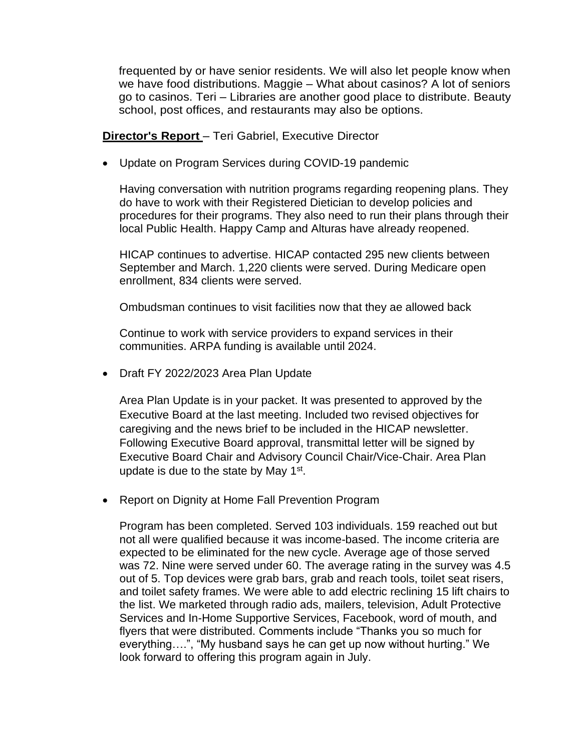frequented by or have senior residents. We will also let people know when we have food distributions. Maggie – What about casinos? A lot of seniors go to casinos. Teri – Libraries are another good place to distribute. Beauty school, post offices, and restaurants may also be options.

**Director's Report** – Teri Gabriel, Executive Director

- Update on Program Services during COVID-19 pandemic

  Having conversation with nutrition programs regarding reopening plans. They do have to work with their Registered Dietician to develop policies and procedures for their programs. They also need to run their plans through their local Public Health. Happy Camp and Alturas have already reopened.

  HICAP continues to advertise. HICAP contacted 295 new clients between September and March. 1,220 clients were served. During Medicare open enrollment, 834 clients were served.

  Ombudsman continues to visit facilities now that they ae allowed back

  Continue to work with service providers to expand services in their communities. ARPA funding is available until 2024.

- Draft FY 2022/2023 Area Plan Update

  Area Plan Update is in your packet. It was presented to approved by the Executive Board at the last meeting. Included two revised objectives for caregiving and the news brief to be included in the HICAP newsletter. Following Executive Board approval, transmittal letter will be signed by Executive Board Chair and Advisory Council Chair/Vice-Chair. Area Plan update is due to the state by May 1st.

- Report on Dignity at Home Fall Prevention Program

  Program has been completed. Served 103 individuals. 159 reached out but not all were qualified because it was income-based. The income criteria are expected to be eliminated for the new cycle. Average age of those served was 72. Nine were served under 60. The average rating in the survey was 4.5 out of 5. Top devices were grab bars, grab and reach tools, toilet seat risers, and toilet safety frames. We were able to add electric reclining 15 lift chairs to the list. We marketed through radio ads, mailers, television, Adult Protective Services and In-Home Supportive Services, Facebook, word of mouth, and flyers that were distributed. Comments include "Thanks you so much for everything….", "My husband says he can get up now without hurting." We look forward to offering this program again in July.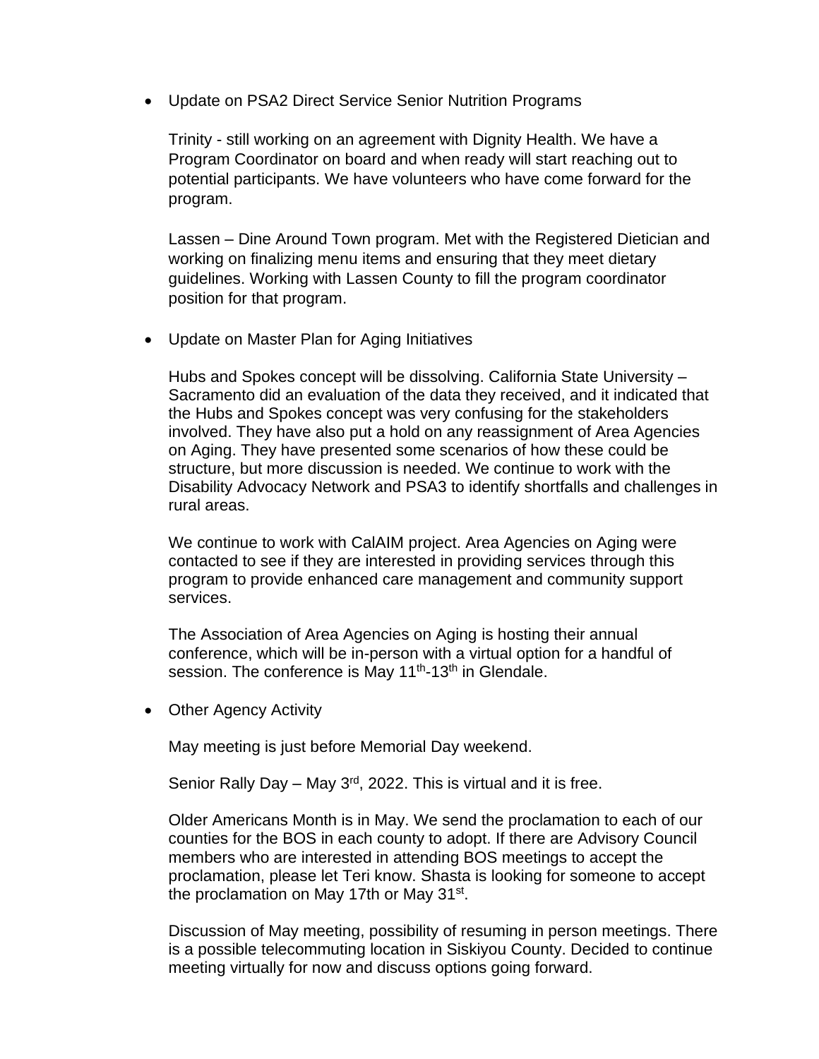- Update on PSA2 Direct Service Senior Nutrition Programs

  Trinity - still working on an agreement with Dignity Health. We have a Program Coordinator on board and when ready will start reaching out to potential participants. We have volunteers who have come forward for the program.

  Lassen – Dine Around Town program. Met with the Registered Dietician and working on finalizing menu items and ensuring that they meet dietary guidelines. Working with Lassen County to fill the program coordinator position for that program.

- Update on Master Plan for Aging Initiatives

  Hubs and Spokes concept will be dissolving. California State University – Sacramento did an evaluation of the data they received, and it indicated that the Hubs and Spokes concept was very confusing for the stakeholders involved. They have also put a hold on any reassignment of Area Agencies on Aging. They have presented some scenarios of how these could be structure, but more discussion is needed. We continue to work with the Disability Advocacy Network and PSA3 to identify shortfalls and challenges in rural areas.

  We continue to work with CalAIM project. Area Agencies on Aging were contacted to see if they are interested in providing services through this program to provide enhanced care management and community support services.

  The Association of Area Agencies on Aging is hosting their annual conference, which will be in-person with a virtual option for a handful of session. The conference is May 11th-13th in Glendale.

- Other Agency Activity

  May meeting is just before Memorial Day weekend.

  Senior Rally Day – May 3rd, 2022. This is virtual and it is free.

  Older Americans Month is in May. We send the proclamation to each of our counties for the BOS in each county to adopt. If there are Advisory Council members who are interested in attending BOS meetings to accept the proclamation, please let Teri know. Shasta is looking for someone to accept the proclamation on May 17th or May 31st.

  Discussion of May meeting, possibility of resuming in person meetings. There is a possible telecommuting location in Siskiyou County. Decided to continue meeting virtually for now and discuss options going forward.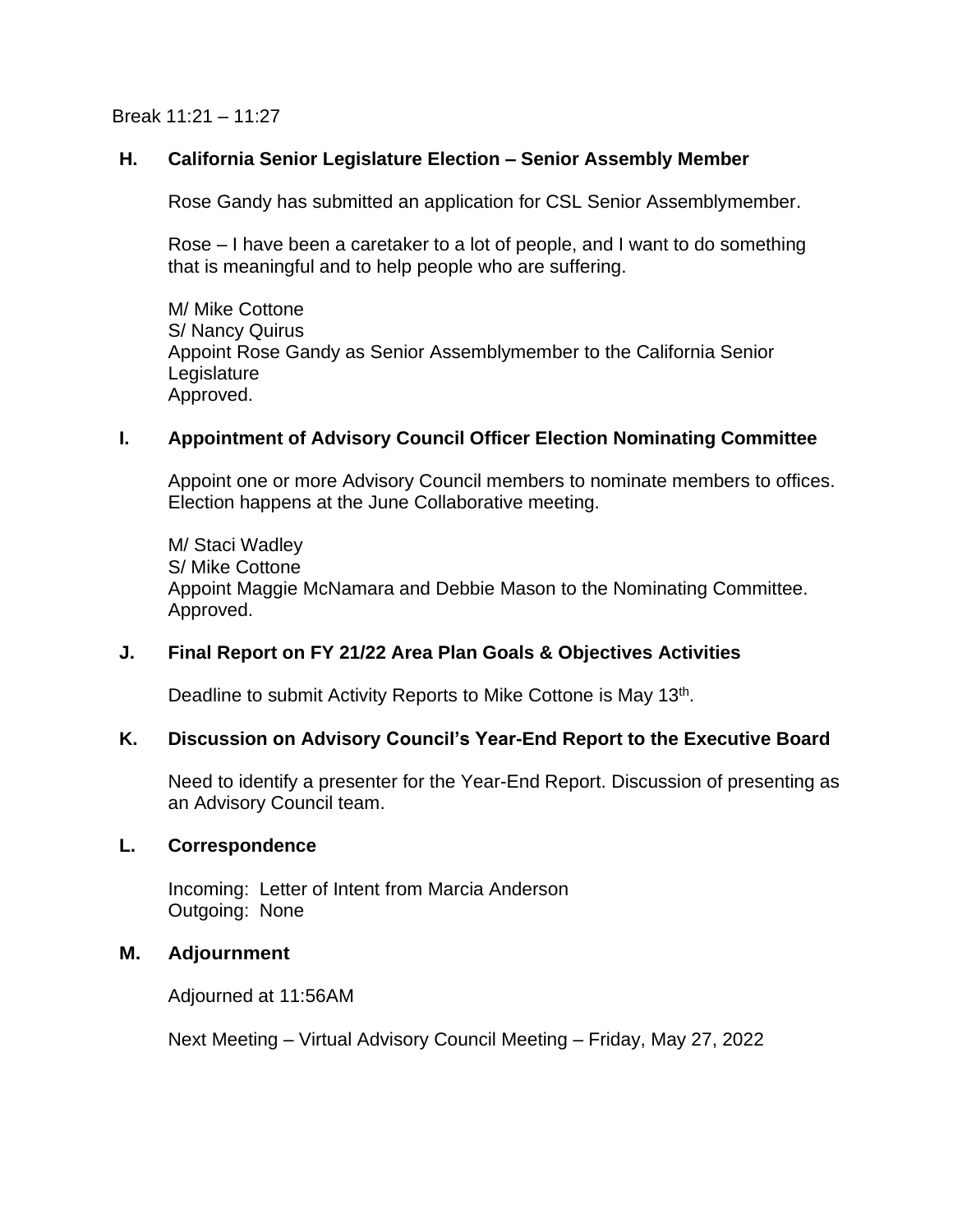Break 11:21 – 11:27

### H. California Senior Legislature Election – Senior Assembly Member

Rose Gandy has submitted an application for CSL Senior Assemblymember.

Rose – I have been a caretaker to a lot of people, and I want to do something that is meaningful and to help people who are suffering.

M/ Mike Cottone
S/ Nancy Quirus
Appoint Rose Gandy as Senior Assemblymember to the California Senior Legislature
Approved.

### I. Appointment of Advisory Council Officer Election Nominating Committee

Appoint one or more Advisory Council members to nominate members to offices. Election happens at the June Collaborative meeting.

M/ Staci Wadley
S/ Mike Cottone
Appoint Maggie McNamara and Debbie Mason to the Nominating Committee.
Approved.

### J. Final Report on FY 21/22 Area Plan Goals & Objectives Activities

Deadline to submit Activity Reports to Mike Cottone is May 13th.

### K. Discussion on Advisory Council's Year-End Report to the Executive Board

Need to identify a presenter for the Year-End Report. Discussion of presenting as an Advisory Council team.

### L. Correspondence

Incoming: Letter of Intent from Marcia Anderson
Outgoing: None

### M. Adjournment

Adjourned at 11:56AM

Next Meeting – Virtual Advisory Council Meeting – Friday, May 27, 2022